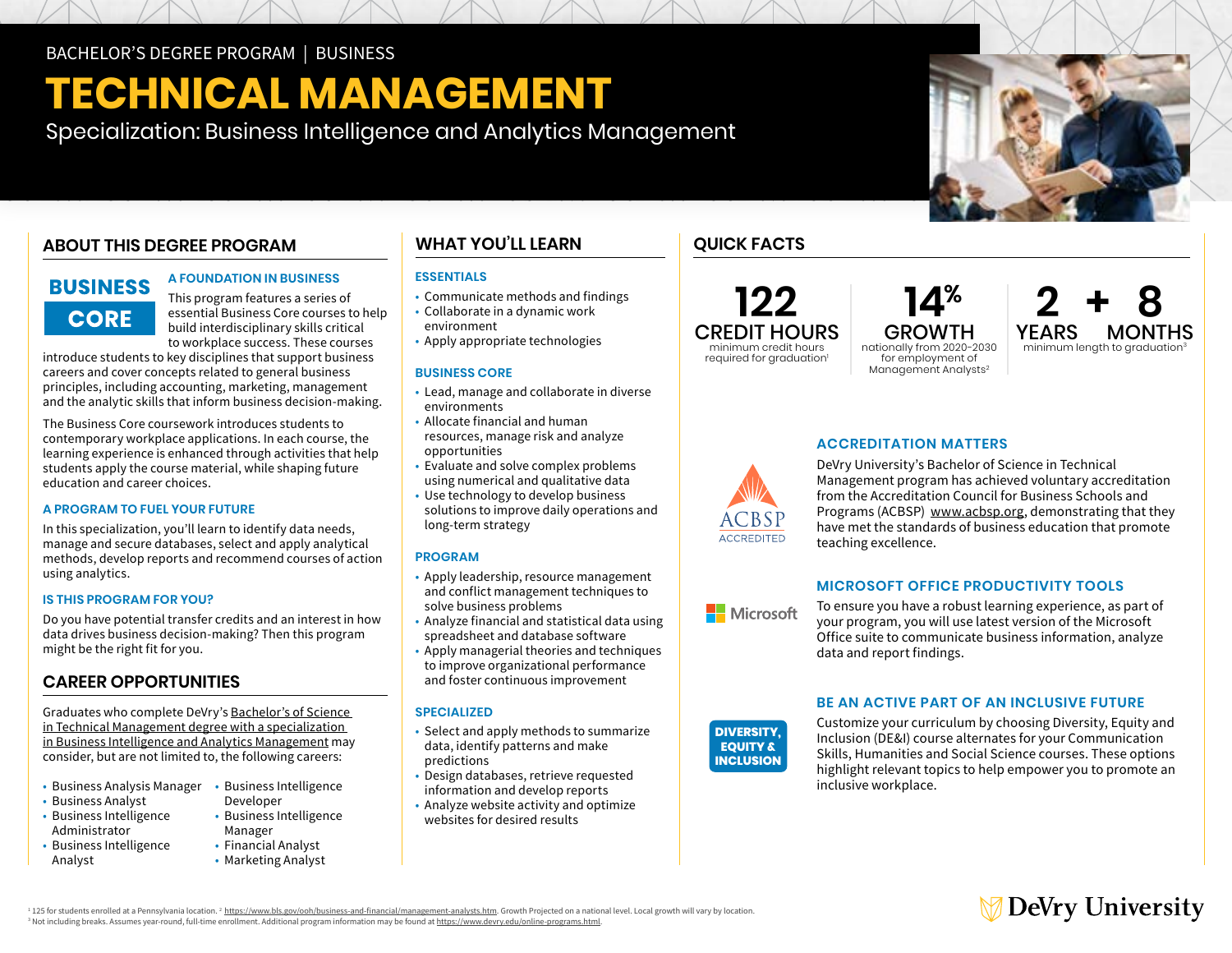BACHELOR'S DEGREE PROGRAM | BUSINESS

# TECHNICAL MANAGEMENT

Specialization: Business Intelligence and Analytics Management

## ABOUT THIS DEGREE PROGRAM

**BUSINESS CORE**

### A FOUNDATION IN BUSINESS

This program features a series of essential Business Core courses to help build interdisciplinary skills critical to workplace success. These courses introduce students to key disciplines that support business careers and cover concepts related to general business principles, including accounting, marketing, management and the analytic skills that inform business decision-making.

The Business Core coursework introduces students to contemporary workplace applications. In each course, the learning experience is enhanced through activities that help students apply the course material, while shaping future education and career choices.

### A PROGRAM TO FUEL YOUR FUTURE

In this specialization, you'll learn to identify data needs, manage and secure databases, select and apply analytical methods, develop reports and recommend courses of action using analytics.

### IS THIS PROGRAM FOR YOU?

Do you have potential transfer credits and an interest in how data drives business decision-making? Then this program might be the right fit for you.

## CAREER OPPORTUNITIES

Graduates who complete DeVry's Bachelor's of Science in Technical Management degree with a specialization in Business Intelligence and Analytics Management may consider, but are not limited to, the following careers:

- Business Analysis Manager
- Business Analyst
- Business Intelligence Administrator
- Business Intelligence Analyst
- Business Intelligence Developer
- Business Intelligence Manager
- Financial Analyst
- Marketing Analyst

## WHAT YOU'LL LEARN

### ESSENTIALS

- Communicate methods and findings
- Collaborate in a dynamic work environment
- Apply appropriate technologies

### BUSINESS CORE

- Lead, manage and collaborate in diverse environments
- Allocate financial and human resources, manage risk and analyze opportunities
- Evaluate and solve complex problems using numerical and qualitative data
- Use technology to develop business solutions to improve daily operations and long-term strategy

### PROGRAM

- Apply leadership, resource management and conflict management techniques to solve business problems
- Analyze financial and statistical data using spreadsheet and database software
- Apply managerial theories and techniques to improve organizational performance and foster continuous improvement

### SPECIALIZED

- Select and apply methods to summarize data, identify patterns and make predictions
- Design databases, retrieve requested information and develop reports
- Analyze website activity and optimize websites for desired results

## QUICK FACTS

**122 CREDIT HOURS**
minimum credit hours required for graduation[1]

**14% GROWTH**
nationally from 2020-2030 for employment of Management Analysts[2]

**2 YEARS + 8 MONTHS**
minimum length to graduation[3]

ACBSP ACCREDITED

### ACCREDITATION MATTERS

DeVry University's Bachelor of Science in Technical Management program has achieved voluntary accreditation from the Accreditation Council for Business Schools and Programs (ACBSP) www.acbsp.org, demonstrating that they have met the standards of business education that promote teaching excellence.

Microsoft

### MICROSOFT OFFICE PRODUCTIVITY TOOLS

To ensure you have a robust learning experience, as part of your program, you will use latest version of the Microsoft Office suite to communicate business information, analyze data and report findings.

DIVERSITY, EQUITY & INCLUSION

### BE AN ACTIVE PART OF AN INCLUSIVE FUTURE

Customize your curriculum by choosing Diversity, Equity and Inclusion (DE&I) course alternates for your Communication Skills, Humanities and Social Science courses. These options highlight relevant topics to help empower you to promote an inclusive workplace.

[1] 125 for students enrolled at a Pennsylvania location. [2] https://www.bls.gov/ooh/business-and-financial/management-analysts.htm. Growth Projected on a national level. Local growth will vary by location.
[3] Not including breaks. Assumes year-round, full-time enrollment. Additional program information may be found at https://www.devry.edu/online-programs.html.

DeVry University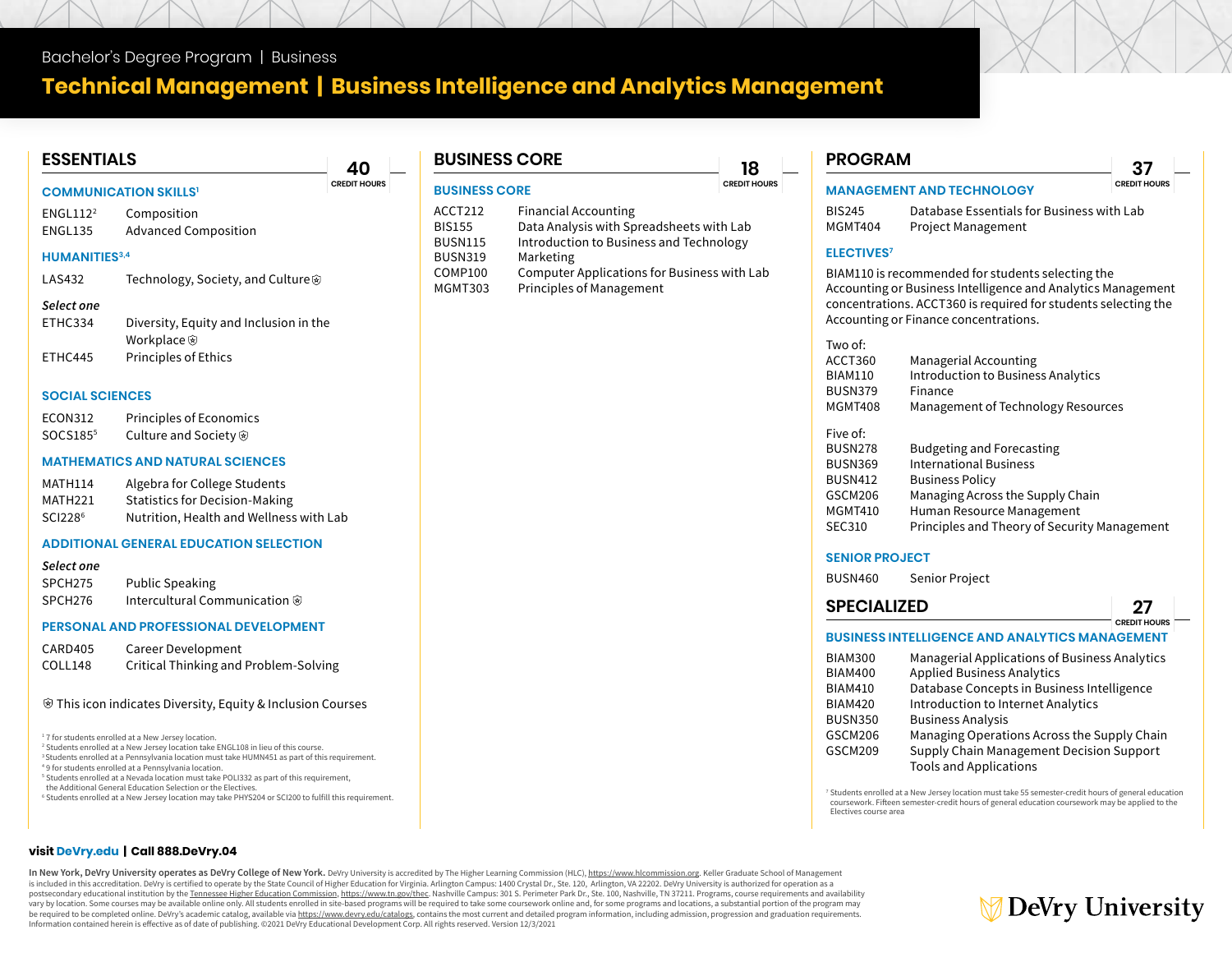Bachelor's Degree Program | Business

# Technical Management | Business Intelligence and Analytics Management

## ESSENTIALS

40 CREDIT HOURS

### COMMUNICATION SKILLS[1]

| | |
|---|---|
| ENGL112[2] | Composition |
| ENGL135 | Advanced Composition |

### HUMANITIES[3,4]

| | |
|---|---|
| LAS432 | Technology, Society, and Culture ⊛ |

*Select one*

| | |
|---|---|
| ETHC334 | Diversity, Equity and Inclusion in the Workplace ⊛ |
| ETHC445 | Principles of Ethics |

### SOCIAL SCIENCES

| | |
|---|---|
| ECON312 | Principles of Economics |
| SOCS185[5] | Culture and Society ⊛ |

### MATHEMATICS AND NATURAL SCIENCES

| | |
|---|---|
| MATH114 | Algebra for College Students |
| MATH221 | Statistics for Decision-Making |
| SCI228[6] | Nutrition, Health and Wellness with Lab |

### ADDITIONAL GENERAL EDUCATION SELECTION

*Select one*

| | |
|---|---|
| SPCH275 | Public Speaking |
| SPCH276 | Intercultural Communication ⊛ |

### PERSONAL AND PROFESSIONAL DEVELOPMENT

| | |
|---|---|
| CARD405 | Career Development |
| COLL148 | Critical Thinking and Problem-Solving |

⊛ This icon indicates Diversity, Equity & Inclusion Courses

[1] 7 for students enrolled at a New Jersey location.
[2] Students enrolled at a New Jersey location take ENGL108 in lieu of this course.
[3] Students enrolled at a Pennsylvania location must take HUMN451 as part of this requirement.
[4] 9 for students enrolled at a Pennsylvania location.
[5] Students enrolled at a Nevada location must take POLI332 as part of this requirement, the Additional General Education Selection or the Electives.
[6] Students enrolled at a New Jersey location may take PHYS204 or SCI200 to fulfill this requirement.

## BUSINESS CORE

18 CREDIT HOURS

### BUSINESS CORE

| | |
|---|---|
| ACCT212 | Financial Accounting |
| BIS155 | Data Analysis with Spreadsheets with Lab |
| BUSN115 | Introduction to Business and Technology |
| BUSN319 | Marketing |
| COMP100 | Computer Applications for Business with Lab |
| MGMT303 | Principles of Management |

## PROGRAM

37 CREDIT HOURS

### MANAGEMENT AND TECHNOLOGY

| | |
|---|---|
| BIS245 | Database Essentials for Business with Lab |
| MGMT404 | Project Management |

### ELECTIVES[7]

BIAM110 is recommended for students selecting the Accounting or Business Intelligence and Analytics Management concentrations. ACCT360 is required for students selecting the Accounting or Finance concentrations.

Two of:

| | |
|---|---|
| ACCT360 | Managerial Accounting |
| BIAM110 | Introduction to Business Analytics |
| BUSN379 | Finance |
| MGMT408 | Management of Technology Resources |

Five of:

| | |
|---|---|
| BUSN278 | Budgeting and Forecasting |
| BUSN369 | International Business |
| BUSN412 | Business Policy |
| GSCM206 | Managing Across the Supply Chain |
| MGMT410 | Human Resource Management |
| SEC310 | Principles and Theory of Security Management |

### SENIOR PROJECT

| | |
|---|---|
| BUSN460 | Senior Project |

## SPECIALIZED

27 CREDIT HOURS

### BUSINESS INTELLIGENCE AND ANALYTICS MANAGEMENT

| | |
|---|---|
| BIAM300 | Managerial Applications of Business Analytics |
| BIAM400 | Applied Business Analytics |
| BIAM410 | Database Concepts in Business Intelligence |
| BIAM420 | Introduction to Internet Analytics |
| BUSN350 | Business Analysis |
| GSCM206 | Managing Operations Across the Supply Chain |
| GSCM209 | Supply Chain Management Decision Support Tools and Applications |

[7] Students enrolled at a New Jersey location must take 55 semester-credit hours of general education coursework. Fifteen semester-credit hours of general education coursework may be applied to the Electives course area

**visit DeVry.edu | Call 888.DeVry.04**

**In New York, DeVry University operates as DeVry College of New York.** DeVry University is accredited by The Higher Learning Commission (HLC), https://www.hlcommission.org. Keller Graduate School of Management is included in this accreditation. DeVry is certified to operate by the State Council of Higher Education for Virginia. Arlington Campus: 1400 Crystal Dr., Ste. 120, Arlington, VA 22202. DeVry University is authorized for operation as a postsecondary educational institution by the Tennessee Higher Education Commission, https://www.tn.gov/thec. Nashville Campus: 301 S. Perimeter Park Dr., Ste. 100, Nashville, TN 37211. Programs, course requirements and availability vary by location. Some courses may be available online only. All students enrolled in site-based programs will be required to take some coursework online and, for some programs and locations, a substantial portion of the program may be required to be completed online. DeVry's academic catalog, available via https://www.devry.edu/catalogs, contains the most current and detailed program information, including admission, progression and graduation requirements. Information contained herein is effective as of date of publishing. ©2021 DeVry Educational Development Corp. All rights reserved. Version 12/3/2021

DeVry University